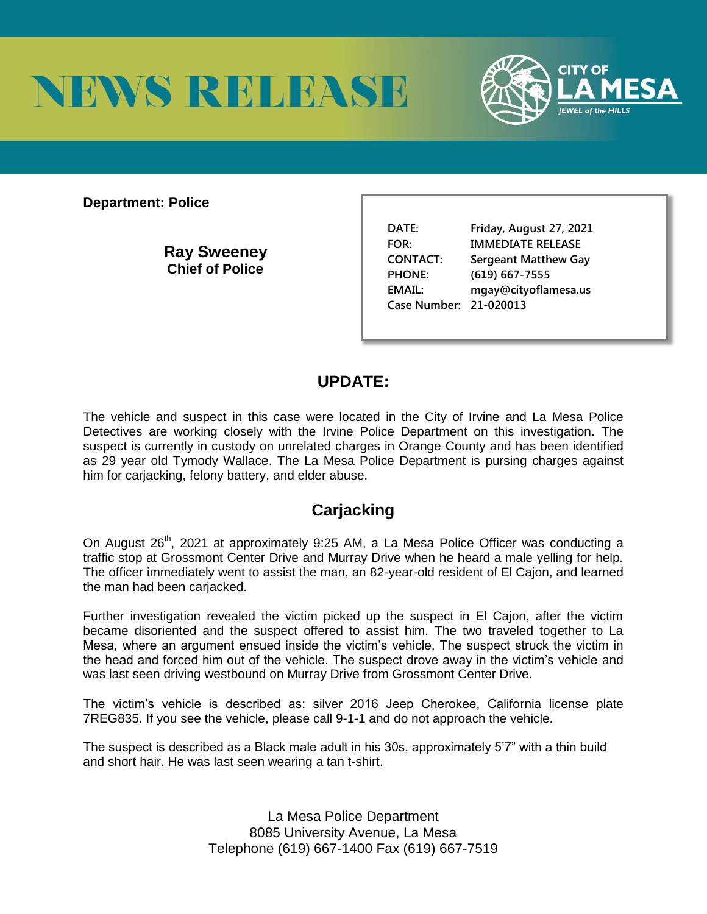# NEWS RELEASE

CITY OF LA MESA
JEWEL of the HILLS

**Department: Police**

**Ray Sweeney**
**Chief of Police**

| | |
|---|---|
| DATE: | Friday, August 27, 2021 |
| FOR: | IMMEDIATE RELEASE |
| CONTACT: | Sergeant Matthew Gay |
| PHONE: | (619) 667-7555 |
| EMAIL: | mgay@cityoflamesa.us |
| Case Number: | 21-020013 |

## UPDATE:

The vehicle and suspect in this case were located in the City of Irvine and La Mesa Police Detectives are working closely with the Irvine Police Department on this investigation. The suspect is currently in custody on unrelated charges in Orange County and has been identified as 29 year old Tymody Wallace. The La Mesa Police Department is pursing charges against him for carjacking, felony battery, and elder abuse.

## Carjacking

On August 26th, 2021 at approximately 9:25 AM, a La Mesa Police Officer was conducting a traffic stop at Grossmont Center Drive and Murray Drive when he heard a male yelling for help. The officer immediately went to assist the man, an 82-year-old resident of El Cajon, and learned the man had been carjacked.

Further investigation revealed the victim picked up the suspect in El Cajon, after the victim became disoriented and the suspect offered to assist him. The two traveled together to La Mesa, where an argument ensued inside the victim's vehicle. The suspect struck the victim in the head and forced him out of the vehicle. The suspect drove away in the victim's vehicle and was last seen driving westbound on Murray Drive from Grossmont Center Drive.

The victim's vehicle is described as: silver 2016 Jeep Cherokee, California license plate 7REG835. If you see the vehicle, please call 9-1-1 and do not approach the vehicle.

The suspect is described as a Black male adult in his 30s, approximately 5'7" with a thin build and short hair. He was last seen wearing a tan t-shirt.

La Mesa Police Department
8085 University Avenue, La Mesa
Telephone (619) 667-1400 Fax (619) 667-7519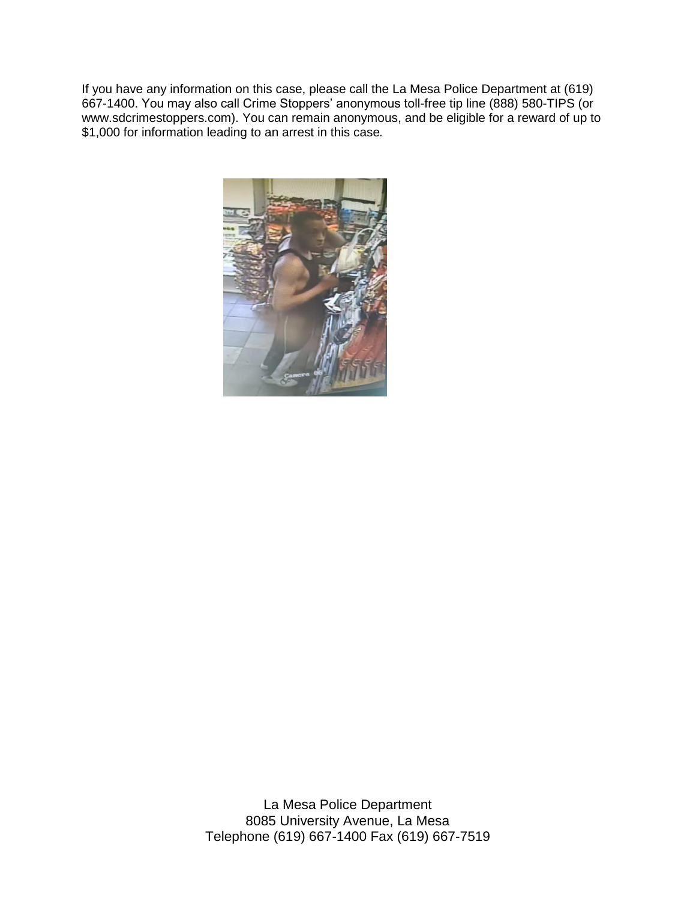If you have any information on this case, please call the La Mesa Police Department at (619) 667-1400. You may also call Crime Stoppers' anonymous toll-free tip line (888) 580-TIPS (or www.sdcrimestoppers.com). You can remain anonymous, and be eligible for a reward of up to $1,000 for information leading to an arrest in this case.

La Mesa Police Department
8085 University Avenue, La Mesa
Telephone (619) 667-1400 Fax (619) 667-7519